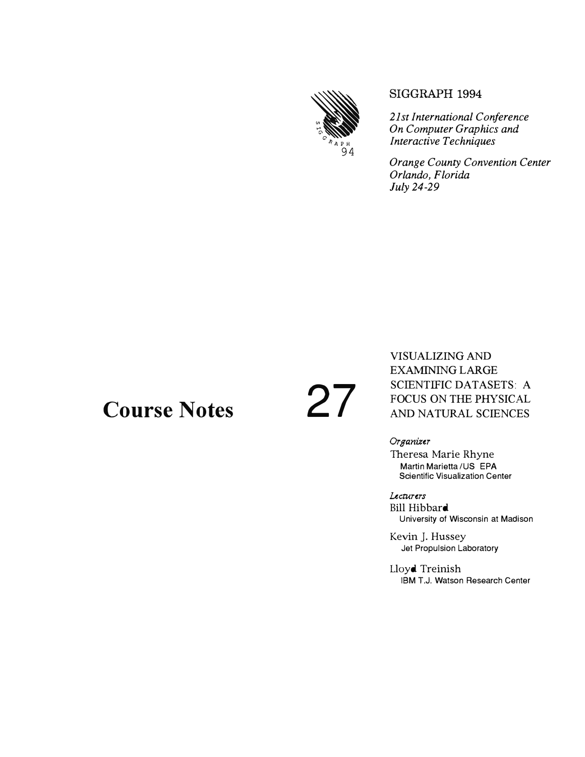SIGGRAPH 1994

*21st International Conference On Computer Graphics and Interactive Techniques*

*Orange County Convention Center*
*Orlando, Florida*
*July 24-29*

# Course Notes 27

VISUALIZING AND EXAMINING LARGE SCIENTIFIC DATASETS: A FOCUS ON THE PHYSICAL AND NATURAL SCIENCES

*Organizer*

Theresa Marie Rhyne
Martin Marietta / US EPA
Scientific Visualization Center

*Lecturers*

Bill Hibbard
University of Wisconsin at Madison

Kevin J. Hussey
Jet Propulsion Laboratory

Lloyd Treinish
IBM T.J. Watson Research Center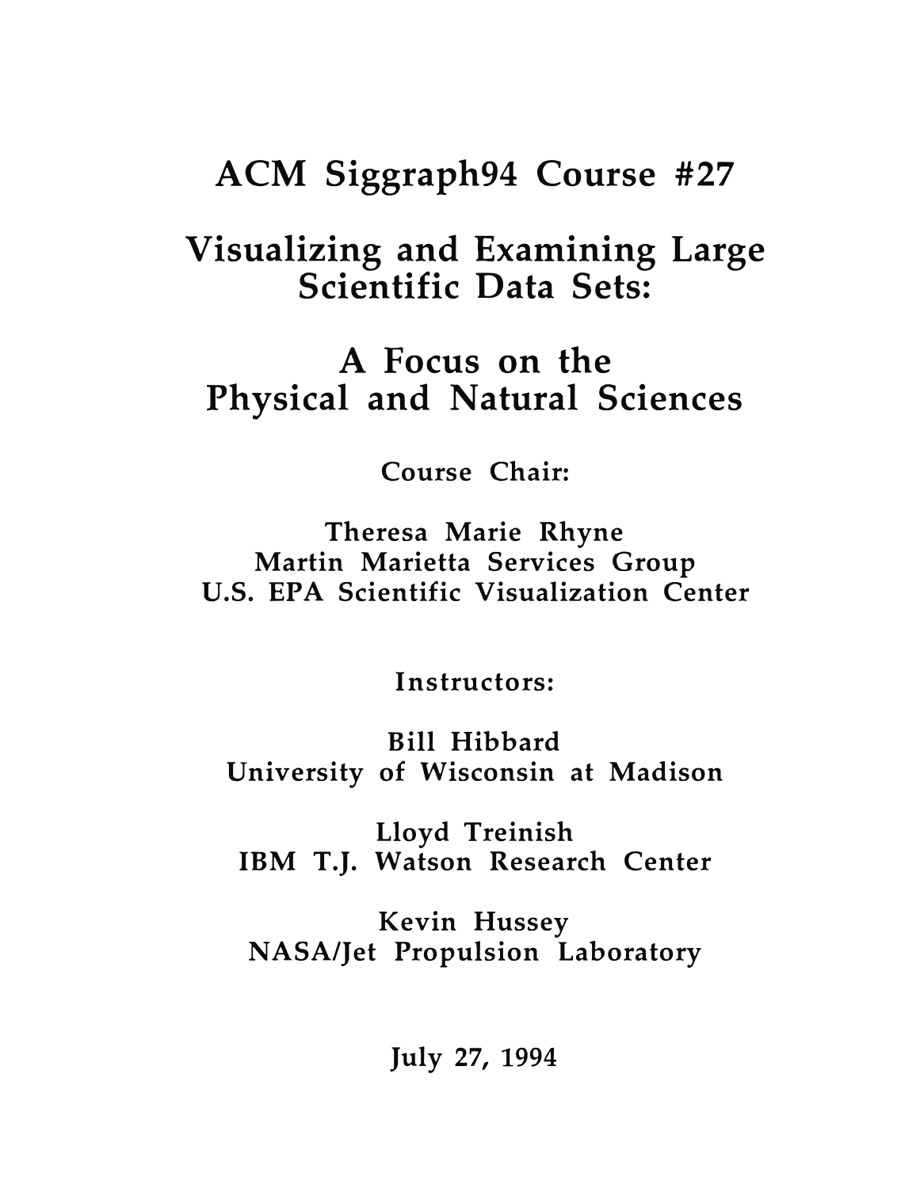# ACM Siggraph94 Course #27

# Visualizing and Examining Large Scientific Data Sets:

# A Focus on the Physical and Natural Sciences

**Course Chair:**

**Theresa Marie Rhyne**
**Martin Marietta Services Group**
**U.S. EPA Scientific Visualization Center**

**Instructors:**

**Bill Hibbard**
**University of Wisconsin at Madison**

**Lloyd Treinish**
**IBM T.J. Watson Research Center**

**Kevin Hussey**
**NASA/Jet Propulsion Laboratory**

**July 27, 1994**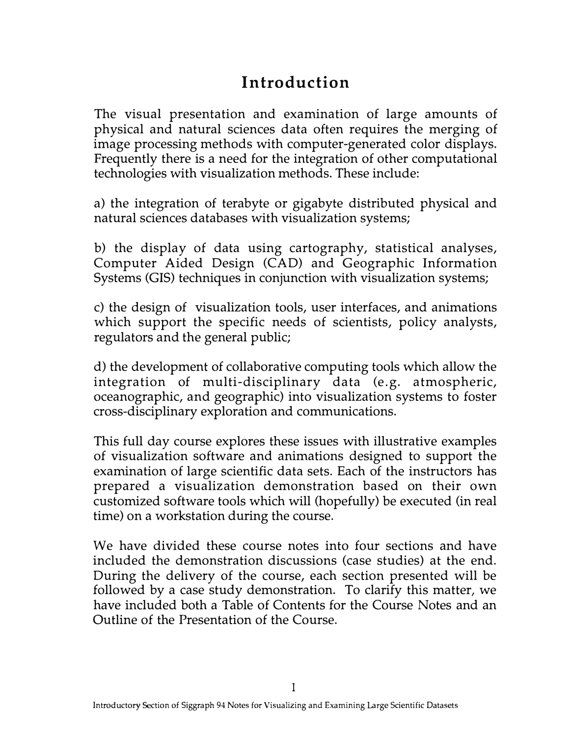# Introduction

The visual presentation and examination of large amounts of physical and natural sciences data often requires the merging of image processing methods with computer-generated color displays. Frequently there is a need for the integration of other computational technologies with visualization methods. These include:

a) the integration of terabyte or gigabyte distributed physical and natural sciences databases with visualization systems;

b) the display of data using cartography, statistical analyses, Computer Aided Design (CAD) and Geographic Information Systems (GIS) techniques in conjunction with visualization systems;

c) the design of visualization tools, user interfaces, and animations which support the specific needs of scientists, policy analysts, regulators and the general public;

d) the development of collaborative computing tools which allow the integration of multi-disciplinary data (e.g. atmospheric, oceanographic, and geographic) into visualization systems to foster cross-disciplinary exploration and communications.

This full day course explores these issues with illustrative examples of visualization software and animations designed to support the examination of large scientific data sets. Each of the instructors has prepared a visualization demonstration based on their own customized software tools which will (hopefully) be executed (in real time) on a workstation during the course.

We have divided these course notes into four sections and have included the demonstration discussions (case studies) at the end. During the delivery of the course, each section presented will be followed by a case study demonstration. To clarify this matter, we have included both a Table of Contents for the Course Notes and an Outline of the Presentation of the Course.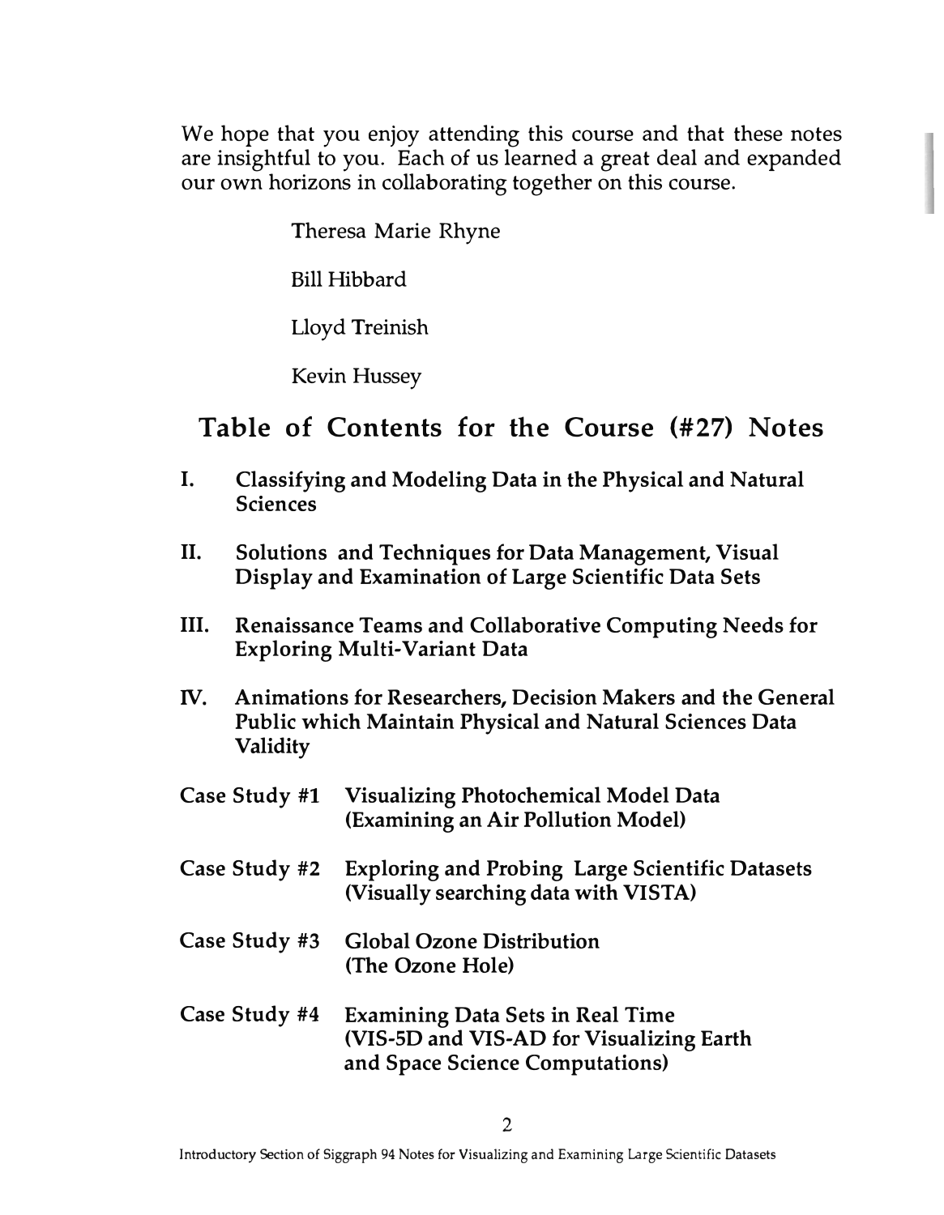We hope that you enjoy attending this course and that these notes are insightful to you. Each of us learned a great deal and expanded our own horizons in collaborating together on this course.

Theresa Marie Rhyne

Bill Hibbard

Lloyd Treinish

Kevin Hussey

## Table of Contents for the Course (#27) Notes

**I. Classifying and Modeling Data in the Physical and Natural Sciences**

**II. Solutions and Techniques for Data Management, Visual Display and Examination of Large Scientific Data Sets**

**III. Renaissance Teams and Collaborative Computing Needs for Exploring Multi-Variant Data**

**IV. Animations for Researchers, Decision Makers and the General Public which Maintain Physical and Natural Sciences Data Validity**

**Case Study #1 Visualizing Photochemical Model Data (Examining an Air Pollution Model)**

**Case Study #2 Exploring and Probing Large Scientific Datasets (Visually searching data with VISTA)**

**Case Study #3 Global Ozone Distribution (The Ozone Hole)**

**Case Study #4 Examining Data Sets in Real Time (VIS-5D and VIS-AD for Visualizing Earth and Space Science Computations)**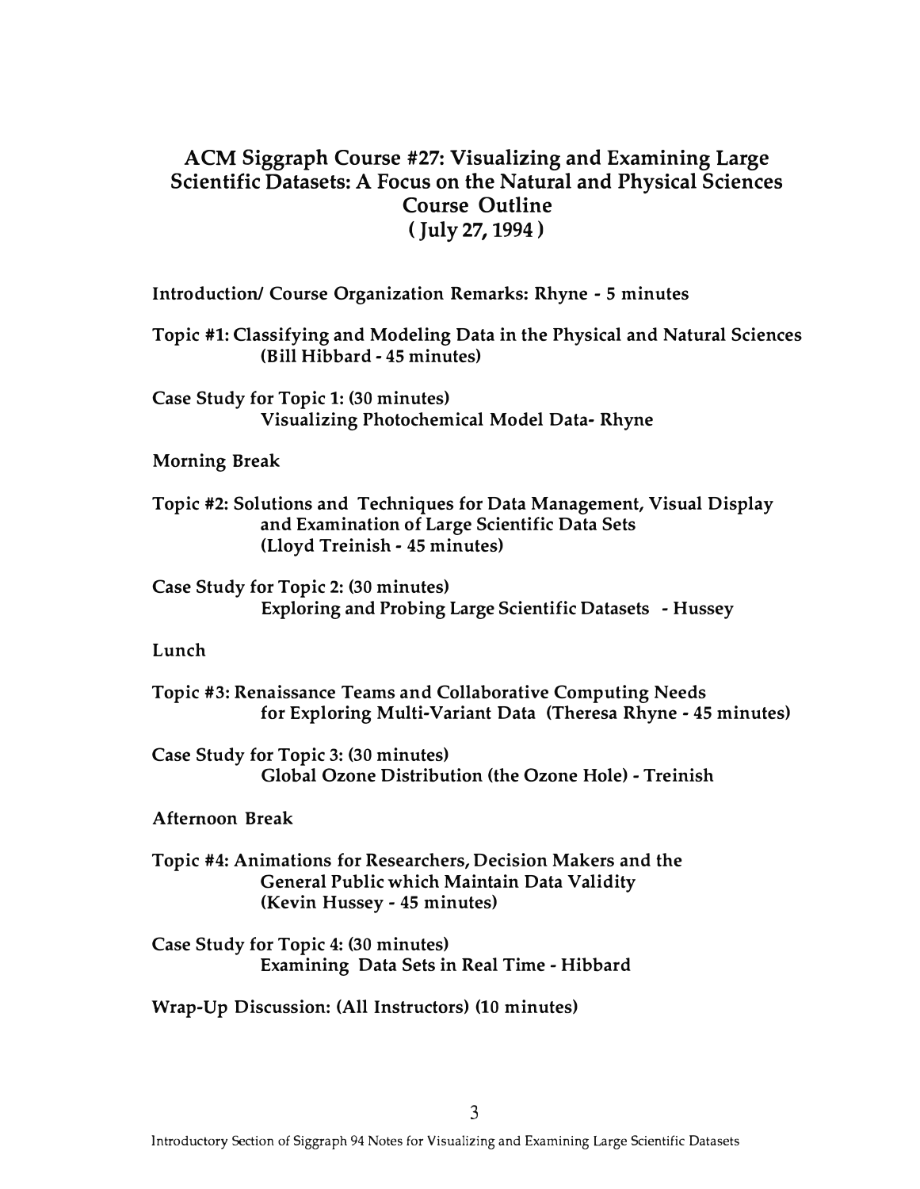# ACM Siggraph Course #27: Visualizing and Examining Large Scientific Datasets: A Focus on the Natural and Physical Sciences Course Outline (July 27, 1994)

**Introduction/ Course Organization Remarks: Rhyne - 5 minutes**

**Topic #1: Classifying and Modeling Data in the Physical and Natural Sciences (Bill Hibbard - 45 minutes)**

**Case Study for Topic 1: (30 minutes)**
**Visualizing Photochemical Model Data- Rhyne**

**Morning Break**

**Topic #2: Solutions and Techniques for Data Management, Visual Display and Examination of Large Scientific Data Sets (Lloyd Treinish - 45 minutes)**

**Case Study for Topic 2: (30 minutes)**
**Exploring and Probing Large Scientific Datasets - Hussey**

**Lunch**

**Topic #3: Renaissance Teams and Collaborative Computing Needs for Exploring Multi-Variant Data (Theresa Rhyne - 45 minutes)**

**Case Study for Topic 3: (30 minutes)**
**Global Ozone Distribution (the Ozone Hole) - Treinish**

**Afternoon Break**

**Topic #4: Animations for Researchers, Decision Makers and the General Public which Maintain Data Validity (Kevin Hussey - 45 minutes)**

**Case Study for Topic 4: (30 minutes)**
**Examining Data Sets in Real Time - Hibbard**

**Wrap-Up Discussion: (All Instructors) (10 minutes)**